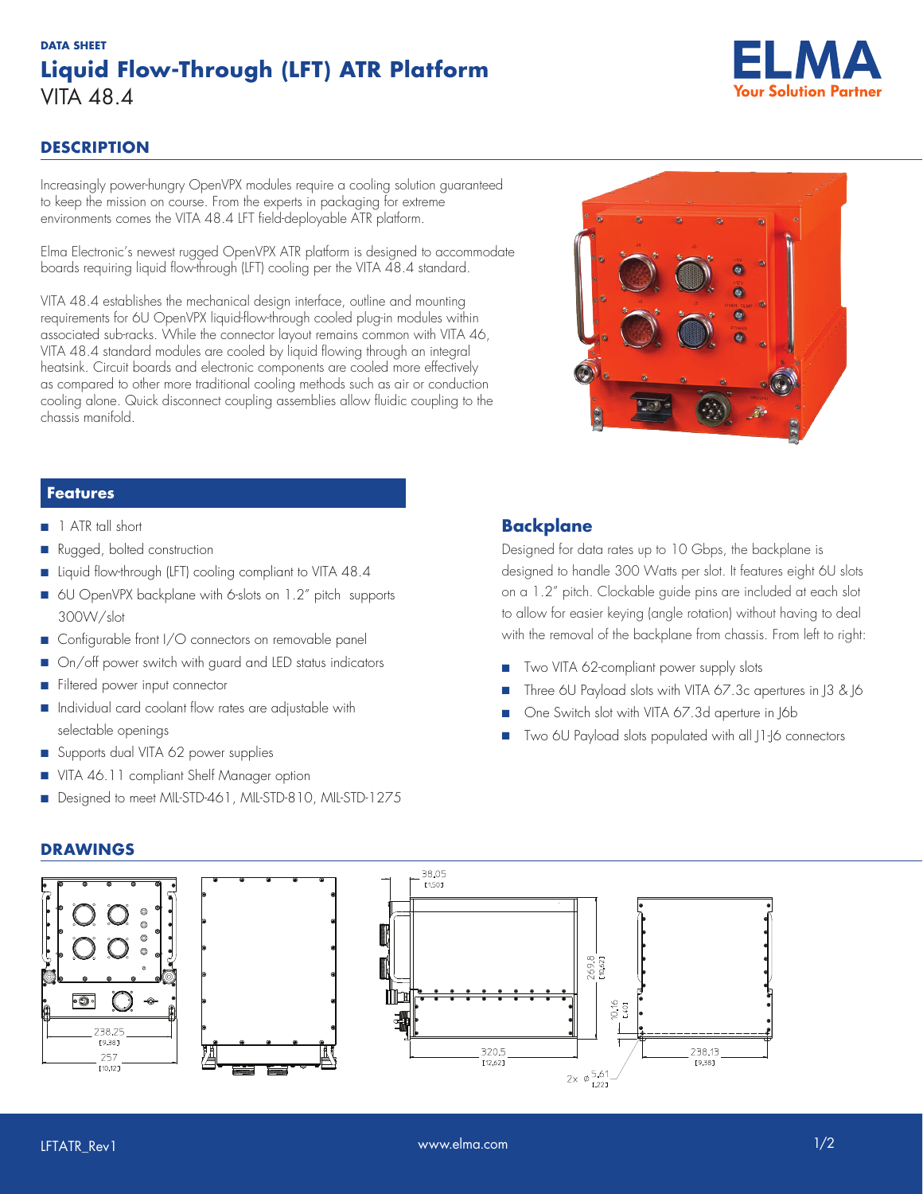DATA SHEET

# Liquid Flow-Through (LFT) ATR Platform

VITA 48.4

ELMA
Your Solution Partner

## DESCRIPTION

Increasingly power-hungry OpenVPX modules require a cooling solution guaranteed to keep the mission on course. From the experts in packaging for extreme environments comes the VITA 48.4 LFT field-deployable ATR platform.

Elma Electronic's newest rugged OpenVPX ATR platform is designed to accommodate boards requiring liquid flow-through (LFT) cooling per the VITA 48.4 standard.

VITA 48.4 establishes the mechanical design interface, outline and mounting requirements for 6U OpenVPX liquid-flow-through cooled plug-in modules within associated sub-racks. While the connector layout remains common with VITA 46, VITA 48.4 standard modules are cooled by liquid flowing through an integral heatsink. Circuit boards and electronic components are cooled more effectively as compared to other more traditional cooling methods such as air or conduction cooling alone. Quick disconnect coupling assemblies allow fluidic coupling to the chassis manifold.

## Features

- 1 ATR tall short
- Rugged, bolted construction
- Liquid flow-through (LFT) cooling compliant to VITA 48.4
- 6U OpenVPX backplane with 6-slots on 1.2" pitch supports 300W/slot
- Configurable front I/O connectors on removable panel
- On/off power switch with guard and LED status indicators
- Filtered power input connector
- Individual card coolant flow rates are adjustable with selectable openings
- Supports dual VITA 62 power supplies
- VITA 46.11 compliant Shelf Manager option
- Designed to meet MIL-STD-461, MIL-STD-810, MIL-STD-1275

## Backplane

Designed for data rates up to 10 Gbps, the backplane is designed to handle 300 Watts per slot. It features eight 6U slots on a 1.2" pitch. Clockable guide pins are included at each slot to allow for easier keying (angle rotation) without having to deal with the removal of the backplane from chassis. From left to right:

- Two VITA 62-compliant power supply slots
- Three 6U Payload slots with VITA 67.3c apertures in J3 & J6
- One Switch slot with VITA 67.3d aperture in J6b
- Two 6U Payload slots populated with all J1-J6 connectors

## DRAWINGS

238.25 [9.38]
257 [10.12]
38.05 [1.50]
269.8 [10.62]
10.16 [.40]
320.5 [12.62]
2x ⌀5.61 [.22]
238.13 [9.38]

LFTATR_Rev1 www.elma.com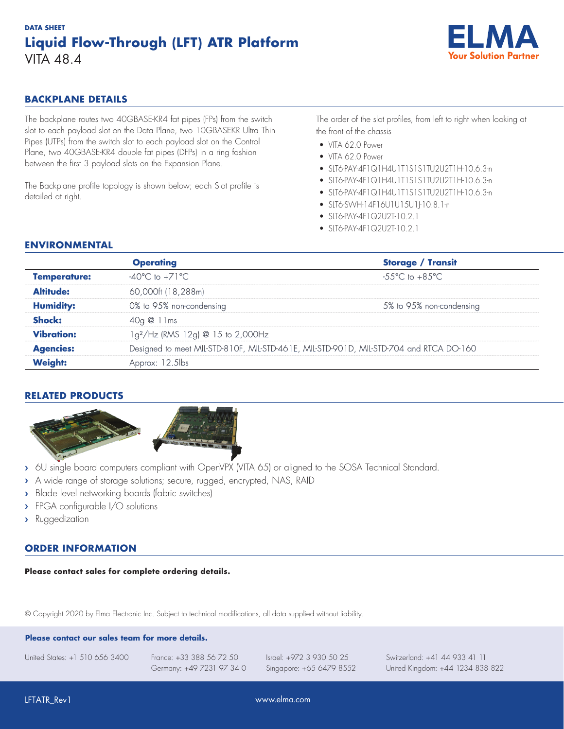**DATA SHEET**

# Liquid Flow-Through (LFT) ATR Platform

VITA 48.4

## BACKPLANE DETAILS

The backplane routes two 40GBASE-KR4 fat pipes (FPs) from the switch slot to each payload slot on the Data Plane, two 10GBASEKR Ultra Thin Pipes (UTPs) from the switch slot to each payload slot on the Control Plane, two 40GBASE-KR4 double fat pipes (DFPs) in a ring fashion between the first 3 payload slots on the Expansion Plane.

The Backplane profile topology is shown below; each Slot profile is detailed at right.

The order of the slot profiles, from left to right when looking at the front of the chassis

- VITA 62.0 Power
- VITA 62.0 Power
- SLT6-PAY-4F1Q1H4U1T1S1S1TU2U2T1H-10.6.3-n
- SLT6-PAY-4F1Q1H4U1T1S1S1TU2U2T1H-10.6.3-n
- SLT6-PAY-4F1Q1H4U1T1S1S1TU2U2T1H-10.6.3-n
- SLT6-SWH-14F16U1U15U1J-10.8.1-n
- SLT6-PAY-4F1Q2U2T-10.2.1
- SLT6-PAY-4F1Q2U2T-10.2.1

## ENVIRONMENTAL

| | Operating | Storage / Transit |
|---|---|---|
| **Temperature:** | -40°C to +71°C | -55°C to +85°C |
| **Altitude:** | 60,000ft (18,288m) | |
| **Humidity:** | 0% to 95% non-condensing | 5% to 95% non-condensing |
| **Shock:** | 40g @ 11ms | |
| **Vibration:** | $1g^2/Hz$ (RMS 12g) @ 15 to 2,000Hz | |
| **Agencies:** | Designed to meet MIL-STD-810F, MIL-STD-461E, MIL-STD-901D, MIL-STD-704 and RTCA DO-160 | |
| **Weight:** | Approx: 12.5lbs | |

## RELATED PRODUCTS

- 6U single board computers compliant with OpenVPX (VITA 65) or aligned to the SOSA Technical Standard.
- A wide range of storage solutions; secure, rugged, encrypted, NAS, RAID
- Blade level networking boards (fabric switches)
- FPGA configurable I/O solutions
- Ruggedization

## ORDER INFORMATION

**Please contact sales for complete ordering details.**

© Copyright 2020 by Elma Electronic Inc. Subject to technical modifications, all data supplied without liability.

**Please contact our sales team for more details.**

United States: +1 510 656 3400
France: +33 388 56 72 50
Germany: +49 7231 97 34 0
Israel: +972 3 930 50 25
Singapore: +65 6479 8552
Switzerland: +41 44 933 41 11
United Kingdom: +44 1234 838 822

LFTATR_Rev1

www.elma.com